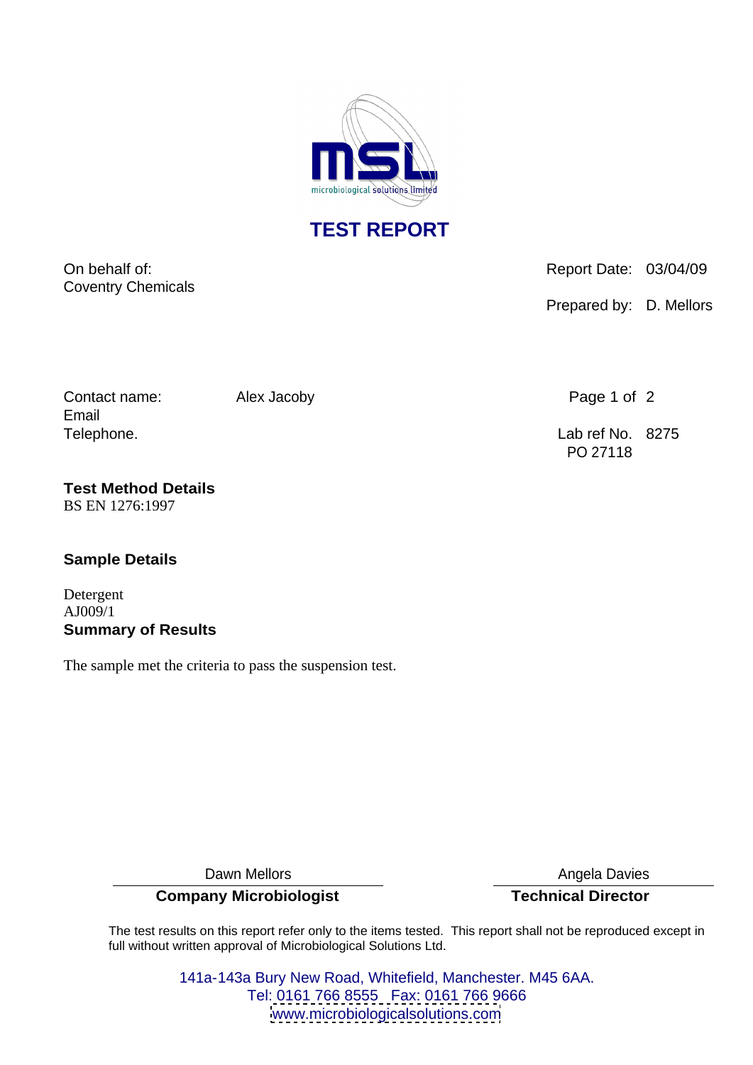msl microbiological solutions limited

# TEST REPORT

On behalf of:
Coventry Chemicals

Report Date: 03/04/09

Prepared by: D. Mellors

Contact name: Alex Jacoby
Email
Telephone.

Lab ref No. 8275
PO 27118

**Test Method Details**
BS EN 1276:1997

**Sample Details**

Detergent
AJ009/1

**Summary of Results**

The sample met the criteria to pass the suspension test.

Dawn Mellors
**Company Microbiologist**

Angela Davies
**Technical Director**

The test results on this report refer only to the items tested. This report shall not be reproduced except in full without written approval of Microbiological Solutions Ltd.

141a-143a Bury New Road, Whitefield, Manchester. M45 6AA.
Tel: 0161 766 8555 Fax: 0161 766 9666
www.microbiologicalsolutions.com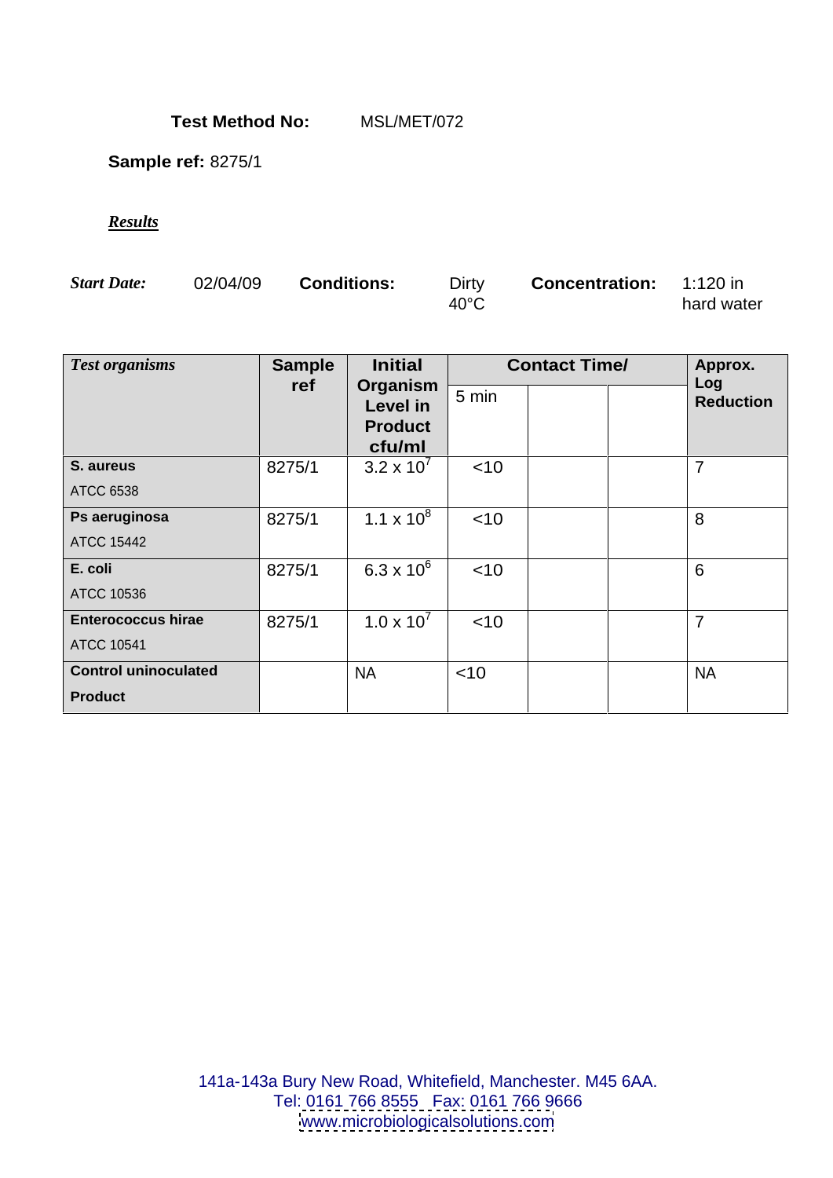**Test Method No:** MSL/MET/072

**Sample ref:** 8275/1

***Results***

***Start Date:*** 02/04/09 **Conditions:** Dirty 40°C **Concentration:** 1:120 in hard water

| *Test organisms* | Sample ref | Initial Organism Level in Product cfu/ml | Contact Time/ | | | Approx. Log Reduction |
|---|---|---|---|---|---|---|
| | | | 5 min | | | |
| **S. aureus** ATCC 6538 | 8275/1 | $3.2 \times 10^7$ | <10 | | | 7 |
| **Ps aeruginosa** ATCC 15442 | 8275/1 | $1.1 \times 10^8$ | <10 | | | 8 |
| **E. coli** ATCC 10536 | 8275/1 | $6.3 \times 10^6$ | <10 | | | 6 |
| **Enterococcus hirae** ATCC 10541 | 8275/1 | $1.0 \times 10^7$ | <10 | | | 7 |
| **Control uninoculated Product** | | NA | <10 | | | NA |

141a-143a Bury New Road, Whitefield, Manchester. M45 6AA.
Tel: 0161 766 8555 Fax: 0161 766 9666
www.microbiologicalsolutions.com